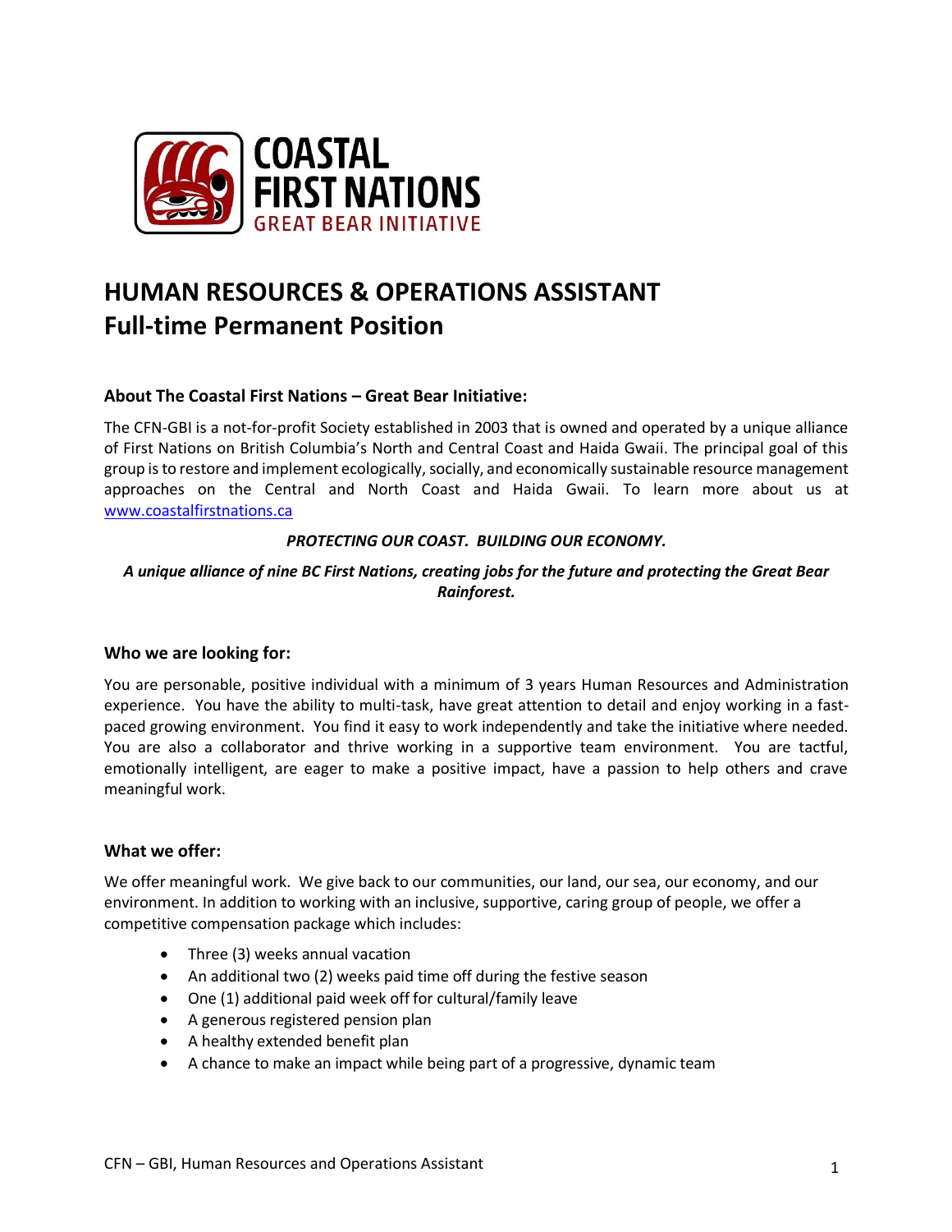# HUMAN RESOURCES & OPERATIONS ASSISTANT
# Full-time Permanent Position

### About The Coastal First Nations – Great Bear Initiative:

The CFN-GBI is a not-for-profit Society established in 2003 that is owned and operated by a unique alliance of First Nations on British Columbia's North and Central Coast and Haida Gwaii. The principal goal of this group is to restore and implement ecologically, socially, and economically sustainable resource management approaches on the Central and North Coast and Haida Gwaii. To learn more about us at www.coastalfirstnations.ca

***PROTECTING OUR COAST. BUILDING OUR ECONOMY.***

***A unique alliance of nine BC First Nations, creating jobs for the future and protecting the Great Bear Rainforest.***

### Who we are looking for:

You are personable, positive individual with a minimum of 3 years Human Resources and Administration experience. You have the ability to multi-task, have great attention to detail and enjoy working in a fast-paced growing environment. You find it easy to work independently and take the initiative where needed. You are also a collaborator and thrive working in a supportive team environment. You are tactful, emotionally intelligent, are eager to make a positive impact, have a passion to help others and crave meaningful work.

### What we offer:

We offer meaningful work. We give back to our communities, our land, our sea, our economy, and our environment. In addition to working with an inclusive, supportive, caring group of people, we offer a competitive compensation package which includes:

- Three (3) weeks annual vacation
- An additional two (2) weeks paid time off during the festive season
- One (1) additional paid week off for cultural/family leave
- A generous registered pension plan
- A healthy extended benefit plan
- A chance to make an impact while being part of a progressive, dynamic team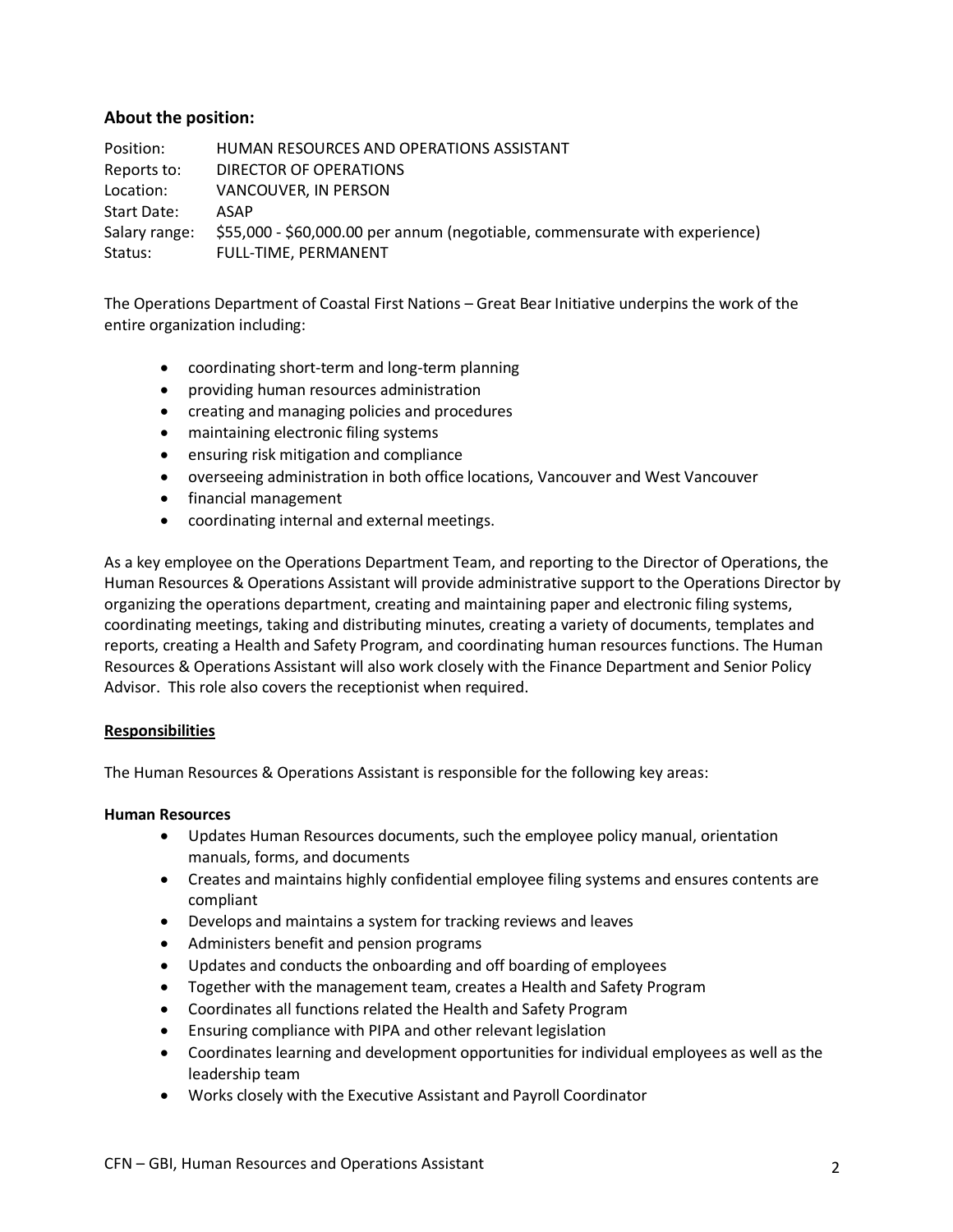### About the position:

Position: HUMAN RESOURCES AND OPERATIONS ASSISTANT
Reports to: DIRECTOR OF OPERATIONS
Location: VANCOUVER, IN PERSON
Start Date: ASAP
Salary range: $55,000 - $60,000.00 per annum (negotiable, commensurate with experience)
Status: FULL-TIME, PERMANENT

The Operations Department of Coastal First Nations – Great Bear Initiative underpins the work of the entire organization including:

- coordinating short-term and long-term planning
- providing human resources administration
- creating and managing policies and procedures
- maintaining electronic filing systems
- ensuring risk mitigation and compliance
- overseeing administration in both office locations, Vancouver and West Vancouver
- financial management
- coordinating internal and external meetings.

As a key employee on the Operations Department Team, and reporting to the Director of Operations, the Human Resources & Operations Assistant will provide administrative support to the Operations Director by organizing the operations department, creating and maintaining paper and electronic filing systems, coordinating meetings, taking and distributing minutes, creating a variety of documents, templates and reports, creating a Health and Safety Program, and coordinating human resources functions. The Human Resources & Operations Assistant will also work closely with the Finance Department and Senior Policy Advisor. This role also covers the receptionist when required.

**Responsibilities**

The Human Resources & Operations Assistant is responsible for the following key areas:

**Human Resources**

- Updates Human Resources documents, such the employee policy manual, orientation manuals, forms, and documents
- Creates and maintains highly confidential employee filing systems and ensures contents are compliant
- Develops and maintains a system for tracking reviews and leaves
- Administers benefit and pension programs
- Updates and conducts the onboarding and off boarding of employees
- Together with the management team, creates a Health and Safety Program
- Coordinates all functions related the Health and Safety Program
- Ensuring compliance with PIPA and other relevant legislation
- Coordinates learning and development opportunities for individual employees as well as the leadership team
- Works closely with the Executive Assistant and Payroll Coordinator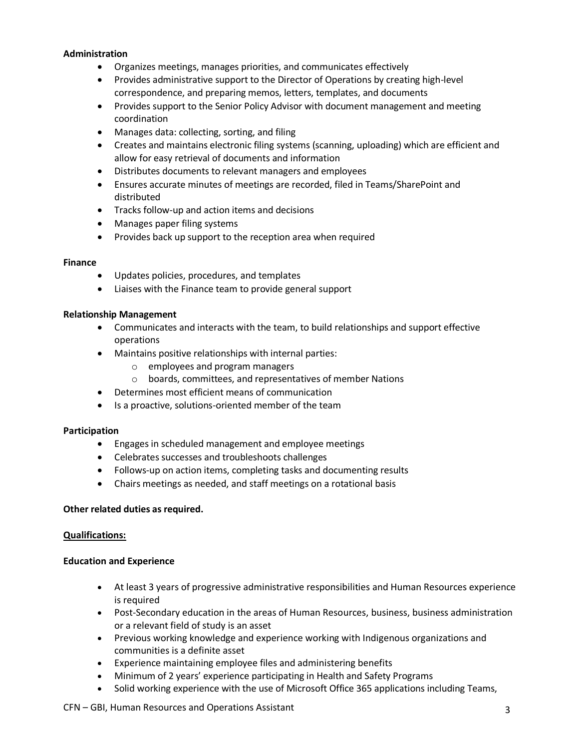**Administration**

- Organizes meetings, manages priorities, and communicates effectively
- Provides administrative support to the Director of Operations by creating high-level correspondence, and preparing memos, letters, templates, and documents
- Provides support to the Senior Policy Advisor with document management and meeting coordination
- Manages data: collecting, sorting, and filing
- Creates and maintains electronic filing systems (scanning, uploading) which are efficient and allow for easy retrieval of documents and information
- Distributes documents to relevant managers and employees
- Ensures accurate minutes of meetings are recorded, filed in Teams/SharePoint and distributed
- Tracks follow-up and action items and decisions
- Manages paper filing systems
- Provides back up support to the reception area when required

**Finance**

- Updates policies, procedures, and templates
- Liaises with the Finance team to provide general support

**Relationship Management**

- Communicates and interacts with the team, to build relationships and support effective operations
- Maintains positive relationships with internal parties:
    - employees and program managers
    - boards, committees, and representatives of member Nations
- Determines most efficient means of communication
- Is a proactive, solutions-oriented member of the team

**Participation**

- Engages in scheduled management and employee meetings
- Celebrates successes and troubleshoots challenges
- Follows-up on action items, completing tasks and documenting results
- Chairs meetings as needed, and staff meetings on a rotational basis

**Other related duties as required.**

**<u>Qualifications:</u>**

**Education and Experience**

- At least 3 years of progressive administrative responsibilities and Human Resources experience is required
- Post-Secondary education in the areas of Human Resources, business, business administration or a relevant field of study is an asset
- Previous working knowledge and experience working with Indigenous organizations and communities is a definite asset
- Experience maintaining employee files and administering benefits
- Minimum of 2 years' experience participating in Health and Safety Programs
- Solid working experience with the use of Microsoft Office 365 applications including Teams,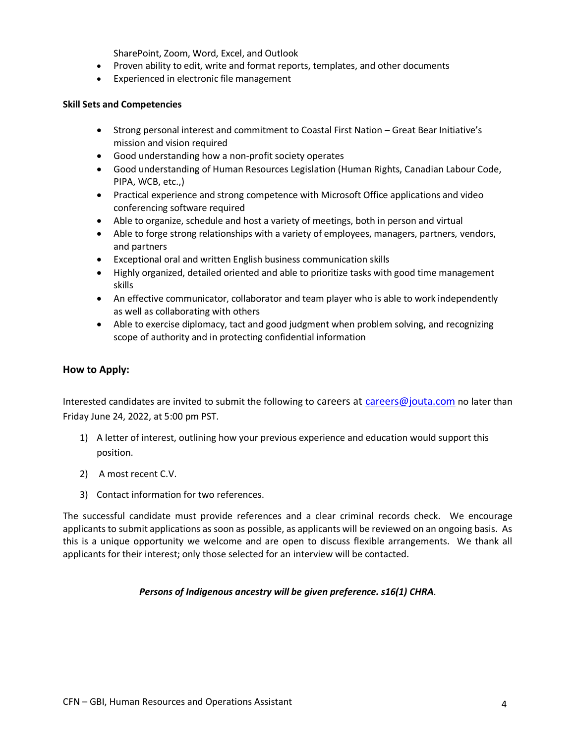SharePoint, Zoom, Word, Excel, and Outlook

- Proven ability to edit, write and format reports, templates, and other documents
- Experienced in electronic file management

**Skill Sets and Competencies**

- Strong personal interest and commitment to Coastal First Nation – Great Bear Initiative's mission and vision required
- Good understanding how a non-profit society operates
- Good understanding of Human Resources Legislation (Human Rights, Canadian Labour Code, PIPA, WCB, etc.,)
- Practical experience and strong competence with Microsoft Office applications and video conferencing software required
- Able to organize, schedule and host a variety of meetings, both in person and virtual
- Able to forge strong relationships with a variety of employees, managers, partners, vendors, and partners
- Exceptional oral and written English business communication skills
- Highly organized, detailed oriented and able to prioritize tasks with good time management skills
- An effective communicator, collaborator and team player who is able to work independently as well as collaborating with others
- Able to exercise diplomacy, tact and good judgment when problem solving, and recognizing scope of authority and in protecting confidential information

## How to Apply:

Interested candidates are invited to submit the following to careers at careers@jouta.com no later than Friday June 24, 2022, at 5:00 pm PST.

1) A letter of interest, outlining how your previous experience and education would support this position.
2) A most recent C.V.
3) Contact information for two references.

The successful candidate must provide references and a clear criminal records check. We encourage applicants to submit applications as soon as possible, as applicants will be reviewed on an ongoing basis. As this is a unique opportunity we welcome and are open to discuss flexible arrangements. We thank all applicants for their interest; only those selected for an interview will be contacted.

***Persons of Indigenous ancestry will be given preference. s16(1) CHRA.***